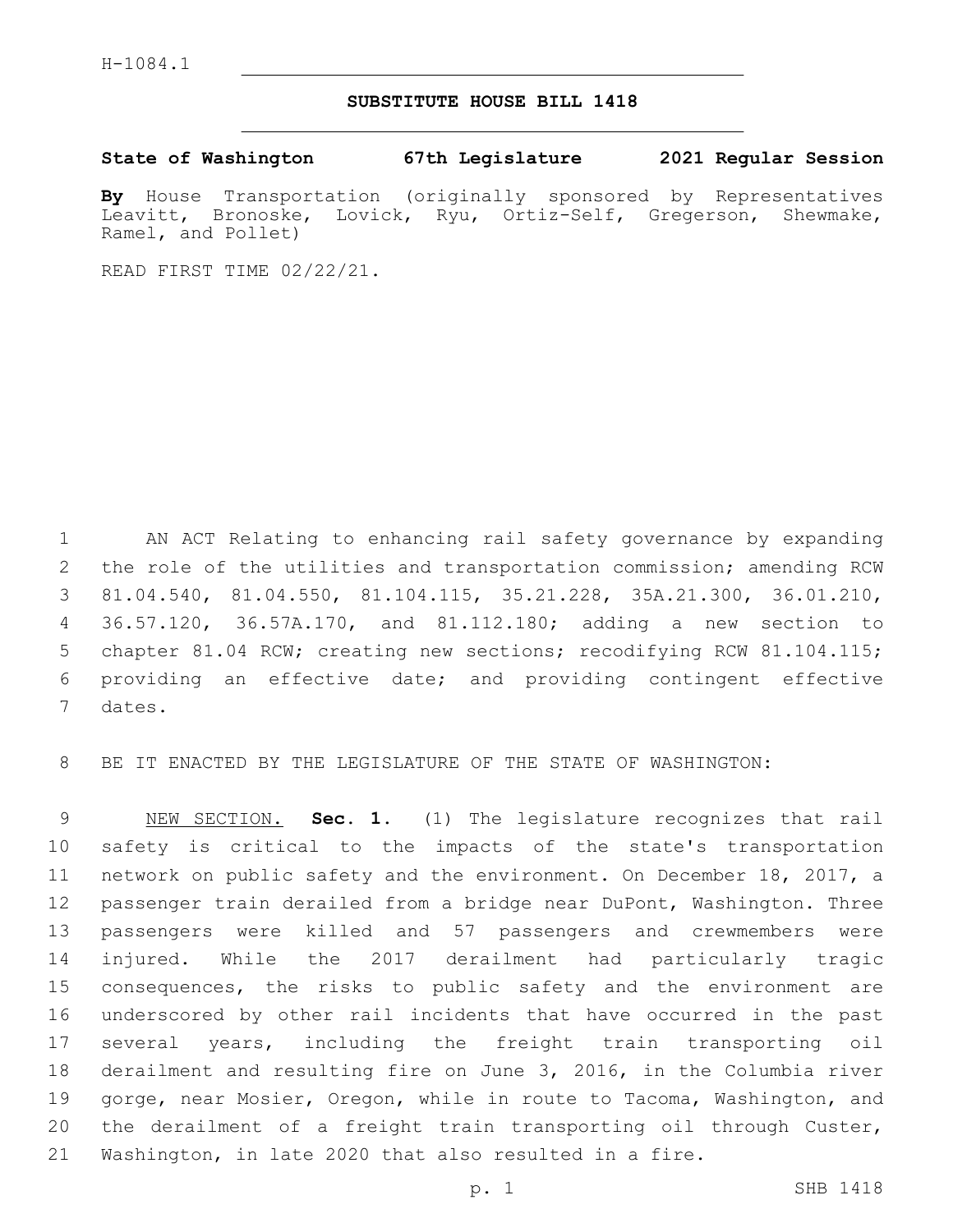H-1084.1

# SUBSTITUTE HOUSE BILL 1418

**State of Washington 67th Legislature 2021 Regular Session**

**By** House Transportation (originally sponsored by Representatives Leavitt, Bronoske, Lovick, Ryu, Ortiz-Self, Gregerson, Shewmake, Ramel, and Pollet)

READ FIRST TIME 02/22/21.

AN ACT Relating to enhancing rail safety governance by expanding the role of the utilities and transportation commission; amending RCW 81.04.540, 81.04.550, 81.104.115, 35.21.228, 35A.21.300, 36.01.210, 36.57.120, 36.57A.170, and 81.112.180; adding a new section to chapter 81.04 RCW; creating new sections; recodifying RCW 81.104.115; providing an effective date; and providing contingent effective dates.

BE IT ENACTED BY THE LEGISLATURE OF THE STATE OF WASHINGTON:

NEW SECTION. **Sec. 1.** (1) The legislature recognizes that rail safety is critical to the impacts of the state's transportation network on public safety and the environment. On December 18, 2017, a passenger train derailed from a bridge near DuPont, Washington. Three passengers were killed and 57 passengers and crewmembers were injured. While the 2017 derailment had particularly tragic consequences, the risks to public safety and the environment are underscored by other rail incidents that have occurred in the past several years, including the freight train transporting oil derailment and resulting fire on June 3, 2016, in the Columbia river gorge, near Mosier, Oregon, while in route to Tacoma, Washington, and the derailment of a freight train transporting oil through Custer, Washington, in late 2020 that also resulted in a fire.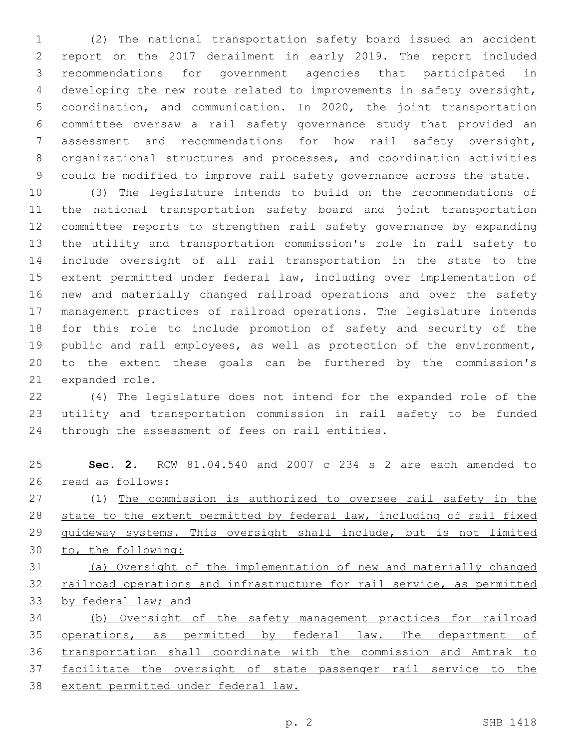(2) The national transportation safety board issued an accident report on the 2017 derailment in early 2019. The report included recommendations for government agencies that participated in developing the new route related to improvements in safety oversight, coordination, and communication. In 2020, the joint transportation committee oversaw a rail safety governance study that provided an assessment and recommendations for how rail safety oversight, organizational structures and processes, and coordination activities could be modified to improve rail safety governance across the state.

(3) The legislature intends to build on the recommendations of the national transportation safety board and joint transportation committee reports to strengthen rail safety governance by expanding the utility and transportation commission's role in rail safety to include oversight of all rail transportation in the state to the extent permitted under federal law, including over implementation of new and materially changed railroad operations and over the safety management practices of railroad operations. The legislature intends for this role to include promotion of safety and security of the public and rail employees, as well as protection of the environment, to the extent these goals can be furthered by the commission's expanded role.

(4) The legislature does not intend for the expanded role of the utility and transportation commission in rail safety to be funded through the assessment of fees on rail entities.

**Sec. 2.** RCW 81.04.540 and 2007 c 234 s 2 are each amended to read as follows:

(1) <u>The commission is authorized to oversee rail safety in the state to the extent permitted by federal law, including of rail fixed guideway systems. This oversight shall include, but is not limited to, the following:</u>

<u>(a) Oversight of the implementation of new and materially changed railroad operations and infrastructure for rail service, as permitted by federal law; and</u>

<u>(b) Oversight of the safety management practices for railroad operations, as permitted by federal law. The department of transportation shall coordinate with the commission and Amtrak to facilitate the oversight of state passenger rail service to the extent permitted under federal law.</u>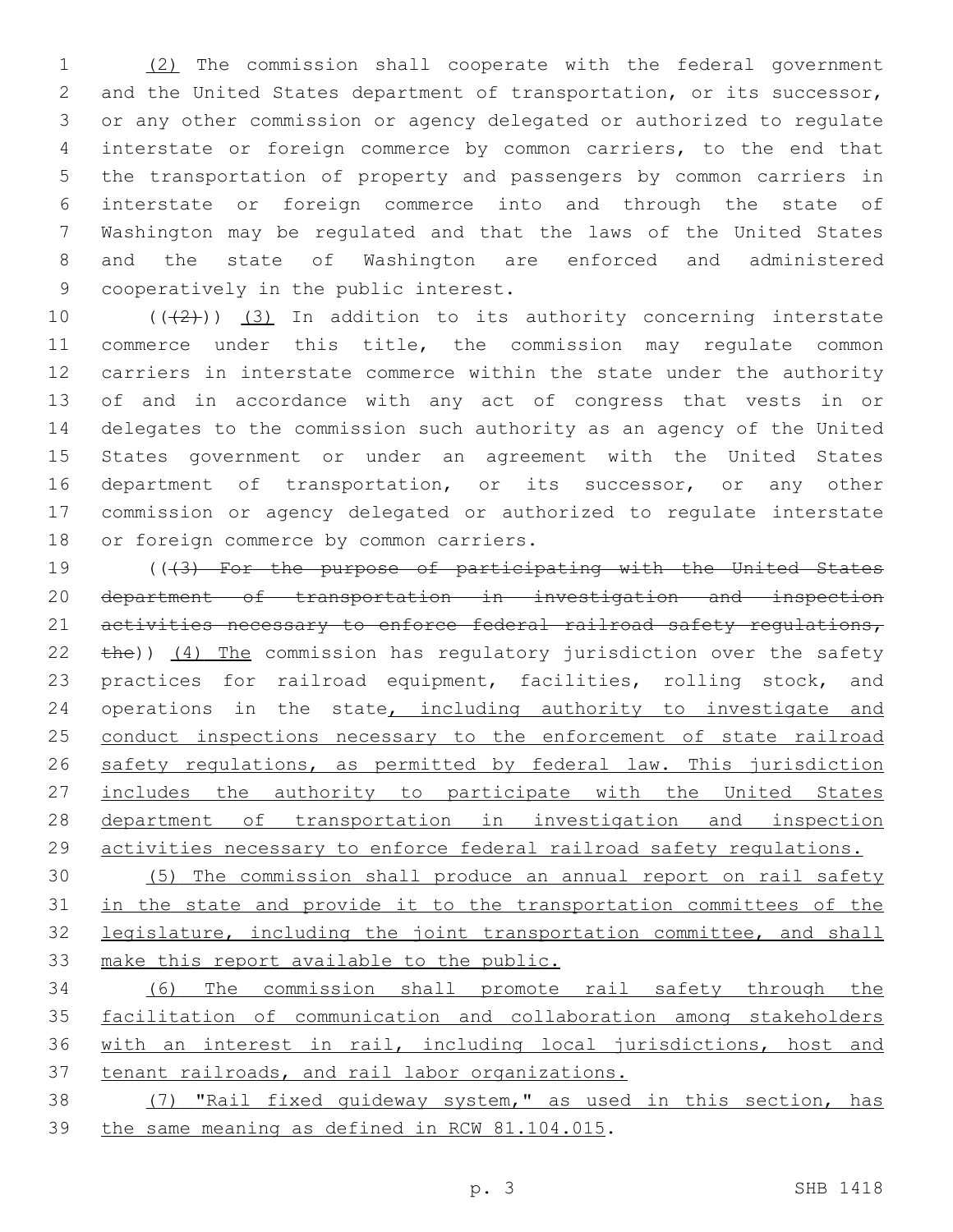(2) The commission shall cooperate with the federal government and the United States department of transportation, or its successor, or any other commission or agency delegated or authorized to regulate interstate or foreign commerce by common carriers, to the end that the transportation of property and passengers by common carriers in interstate or foreign commerce into and through the state of Washington may be regulated and that the laws of the United States and the state of Washington are enforced and administered cooperatively in the public interest.

(((2))) (3) In addition to its authority concerning interstate commerce under this title, the commission may regulate common carriers in interstate commerce within the state under the authority of and in accordance with any act of congress that vests in or delegates to the commission such authority as an agency of the United States government or under an agreement with the United States department of transportation, or its successor, or any other commission or agency delegated or authorized to regulate interstate or foreign commerce by common carriers.

(((3) For the purpose of participating with the United States department of transportation in investigation and inspection activities necessary to enforce federal railroad safety regulations, the)) (4) The commission has regulatory jurisdiction over the safety practices for railroad equipment, facilities, rolling stock, and operations in the state, including authority to investigate and conduct inspections necessary to the enforcement of state railroad safety regulations, as permitted by federal law. This jurisdiction includes the authority to participate with the United States department of transportation in investigation and inspection activities necessary to enforce federal railroad safety regulations.

(5) The commission shall produce an annual report on rail safety in the state and provide it to the transportation committees of the legislature, including the joint transportation committee, and shall make this report available to the public.

(6) The commission shall promote rail safety through the facilitation of communication and collaboration among stakeholders with an interest in rail, including local jurisdictions, host and tenant railroads, and rail labor organizations.

(7) "Rail fixed guideway system," as used in this section, has the same meaning as defined in RCW 81.104.015.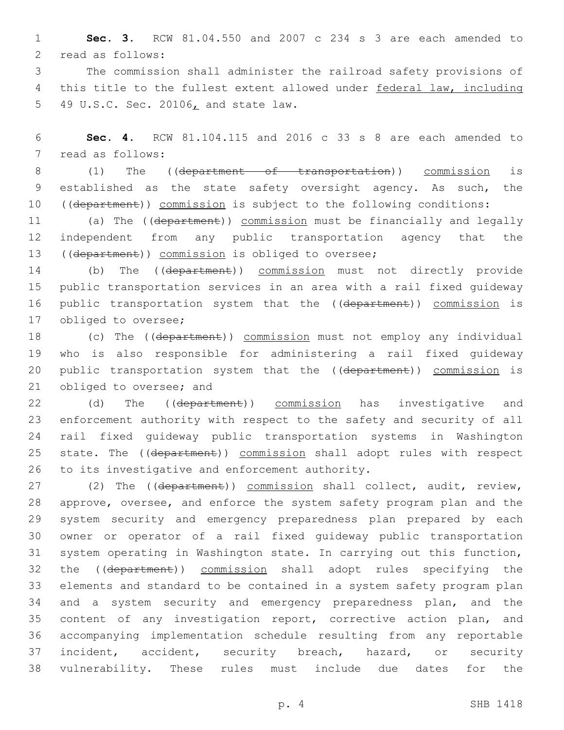**Sec. 3.** RCW 81.04.550 and 2007 c 234 s 3 are each amended to read as follows:

The commission shall administer the railroad safety provisions of this title to the fullest extent allowed under federal law, including 49 U.S.C. Sec. 20106, and state law.

**Sec. 4.** RCW 81.104.115 and 2016 c 33 s 8 are each amended to read as follows:

(1) The ((~~department of transportation~~)) commission is established as the state safety oversight agency. As such, the ((~~department~~)) commission is subject to the following conditions:

(a) The ((~~department~~)) commission must be financially and legally independent from any public transportation agency that the ((~~department~~)) commission is obliged to oversee;

(b) The ((~~department~~)) commission must not directly provide public transportation services in an area with a rail fixed guideway public transportation system that the ((~~department~~)) commission is obliged to oversee;

(c) The ((~~department~~)) commission must not employ any individual who is also responsible for administering a rail fixed guideway public transportation system that the ((~~department~~)) commission is obliged to oversee; and

(d) The ((~~department~~)) commission has investigative and enforcement authority with respect to the safety and security of all rail fixed guideway public transportation systems in Washington state. The ((~~department~~)) commission shall adopt rules with respect to its investigative and enforcement authority.

(2) The ((~~department~~)) commission shall collect, audit, review, approve, oversee, and enforce the system safety program plan and the system security and emergency preparedness plan prepared by each owner or operator of a rail fixed guideway public transportation system operating in Washington state. In carrying out this function, the ((~~department~~)) commission shall adopt rules specifying the elements and standard to be contained in a system safety program plan and a system security and emergency preparedness plan, and the content of any investigation report, corrective action plan, and accompanying implementation schedule resulting from any reportable incident, accident, security breach, hazard, or security vulnerability. These rules must include due dates for the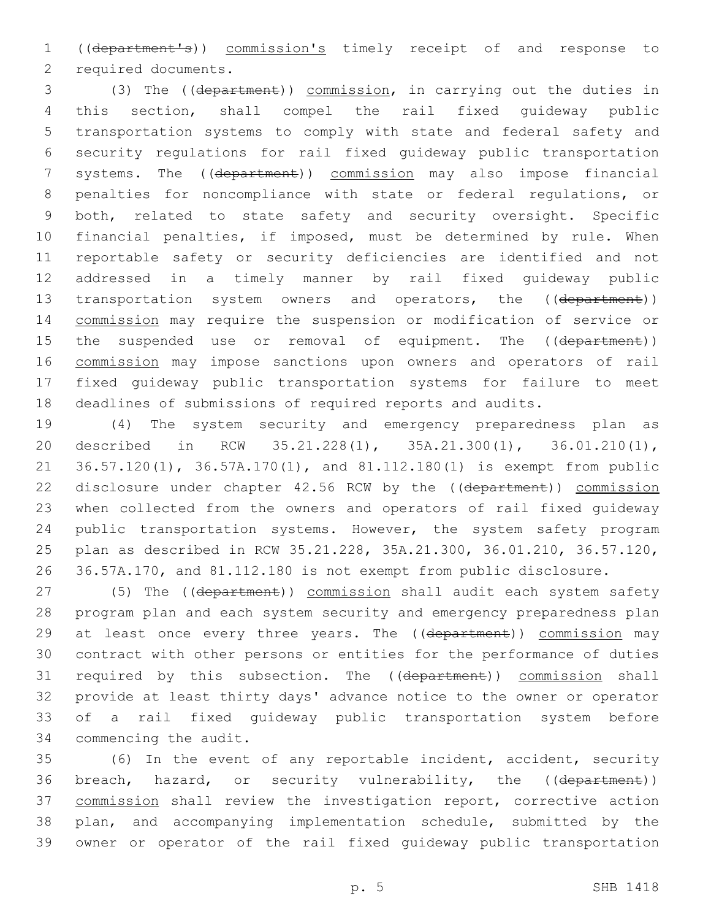((~~department's~~)) <u>commission's</u> timely receipt of and response to required documents.

(3) The ((~~department~~)) <u>commission</u>, in carrying out the duties in this section, shall compel the rail fixed guideway public transportation systems to comply with state and federal safety and security regulations for rail fixed guideway public transportation systems. The ((~~department~~)) <u>commission</u> may also impose financial penalties for noncompliance with state or federal regulations, or both, related to state safety and security oversight. Specific financial penalties, if imposed, must be determined by rule. When reportable safety or security deficiencies are identified and not addressed in a timely manner by rail fixed guideway public transportation system owners and operators, the ((~~department~~)) <u>commission</u> may require the suspension or modification of service or the suspended use or removal of equipment. The ((~~department~~)) <u>commission</u> may impose sanctions upon owners and operators of rail fixed guideway public transportation systems for failure to meet deadlines of submissions of required reports and audits.

(4) The system security and emergency preparedness plan as described in RCW 35.21.228(1), 35A.21.300(1), 36.01.210(1), 36.57.120(1), 36.57A.170(1), and 81.112.180(1) is exempt from public disclosure under chapter 42.56 RCW by the ((~~department~~)) <u>commission</u> when collected from the owners and operators of rail fixed guideway public transportation systems. However, the system safety program plan as described in RCW 35.21.228, 35A.21.300, 36.01.210, 36.57.120, 36.57A.170, and 81.112.180 is not exempt from public disclosure.

(5) The ((~~department~~)) <u>commission</u> shall audit each system safety program plan and each system security and emergency preparedness plan at least once every three years. The ((~~department~~)) <u>commission</u> may contract with other persons or entities for the performance of duties required by this subsection. The ((~~department~~)) <u>commission</u> shall provide at least thirty days' advance notice to the owner or operator of a rail fixed guideway public transportation system before commencing the audit.

(6) In the event of any reportable incident, accident, security breach, hazard, or security vulnerability, the ((~~department~~)) <u>commission</u> shall review the investigation report, corrective action plan, and accompanying implementation schedule, submitted by the owner or operator of the rail fixed guideway public transportation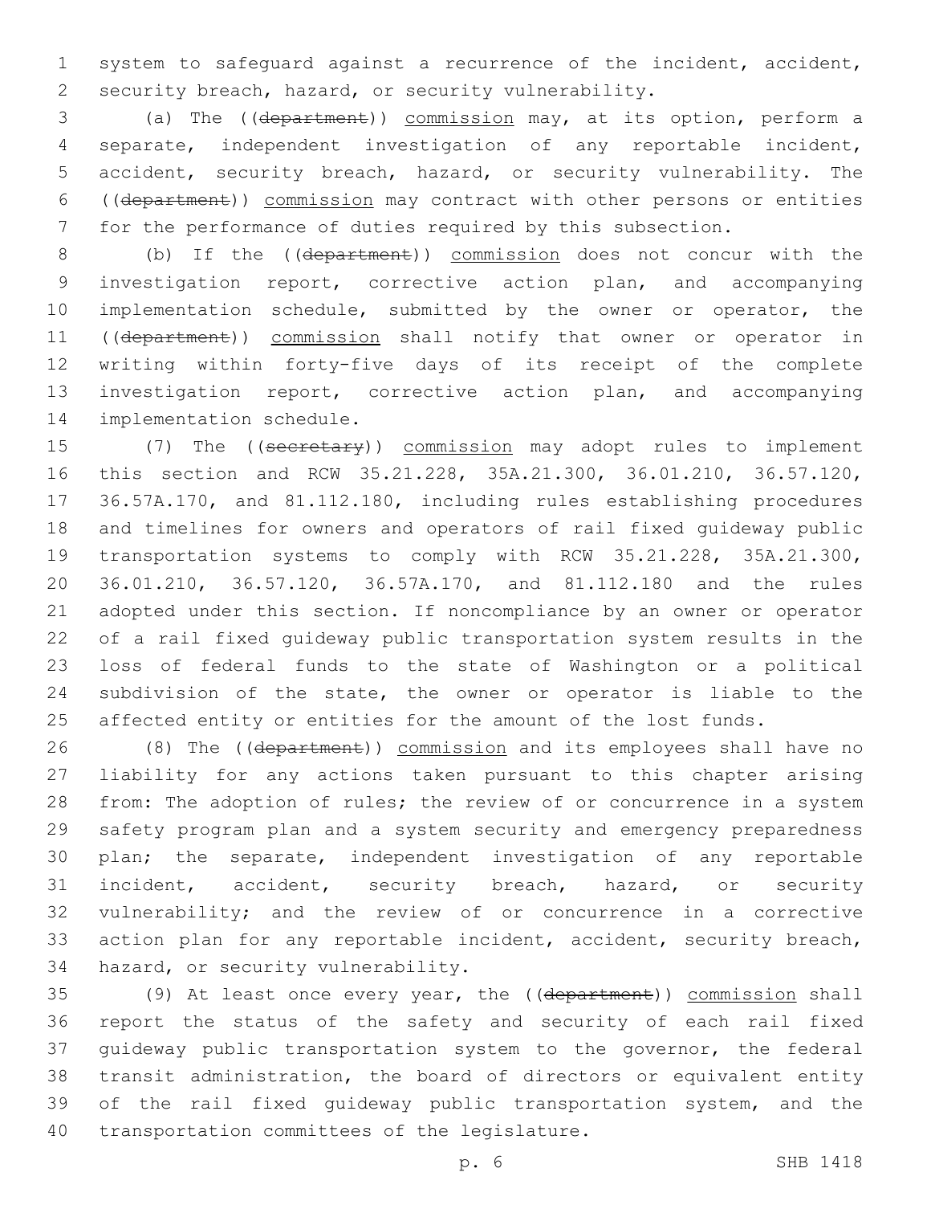system to safeguard against a recurrence of the incident, accident, security breach, hazard, or security vulnerability.

(a) The ((~~department~~)) <u>commission</u> may, at its option, perform a separate, independent investigation of any reportable incident, accident, security breach, hazard, or security vulnerability. The ((~~department~~)) <u>commission</u> may contract with other persons or entities for the performance of duties required by this subsection.

(b) If the ((~~department~~)) <u>commission</u> does not concur with the investigation report, corrective action plan, and accompanying implementation schedule, submitted by the owner or operator, the ((~~department~~)) <u>commission</u> shall notify that owner or operator in writing within forty-five days of its receipt of the complete investigation report, corrective action plan, and accompanying implementation schedule.

(7) The ((~~secretary~~)) <u>commission</u> may adopt rules to implement this section and RCW 35.21.228, 35A.21.300, 36.01.210, 36.57.120, 36.57A.170, and 81.112.180, including rules establishing procedures and timelines for owners and operators of rail fixed guideway public transportation systems to comply with RCW 35.21.228, 35A.21.300, 36.01.210, 36.57.120, 36.57A.170, and 81.112.180 and the rules adopted under this section. If noncompliance by an owner or operator of a rail fixed guideway public transportation system results in the loss of federal funds to the state of Washington or a political subdivision of the state, the owner or operator is liable to the affected entity or entities for the amount of the lost funds.

(8) The ((~~department~~)) <u>commission</u> and its employees shall have no liability for any actions taken pursuant to this chapter arising from: The adoption of rules; the review of or concurrence in a system safety program plan and a system security and emergency preparedness plan; the separate, independent investigation of any reportable incident, accident, security breach, hazard, or security vulnerability; and the review of or concurrence in a corrective action plan for any reportable incident, accident, security breach, hazard, or security vulnerability.

(9) At least once every year, the ((~~department~~)) <u>commission</u> shall report the status of the safety and security of each rail fixed guideway public transportation system to the governor, the federal transit administration, the board of directors or equivalent entity of the rail fixed guideway public transportation system, and the transportation committees of the legislature.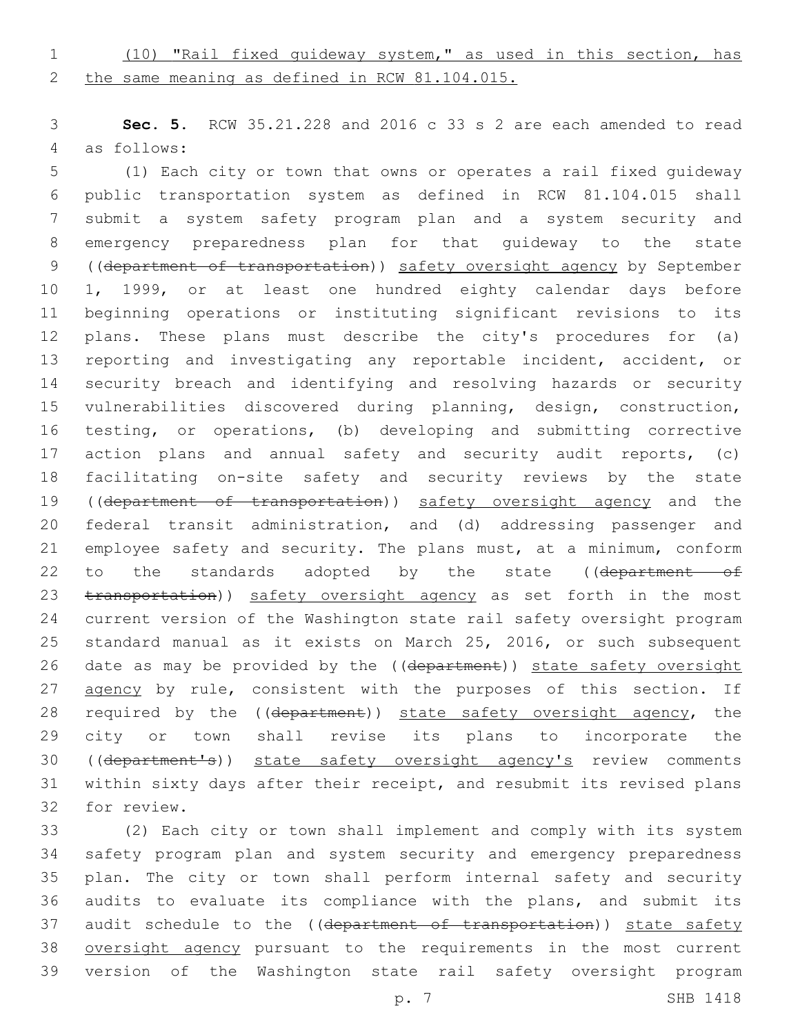(10) "Rail fixed guideway system," as used in this section, has the same meaning as defined in RCW 81.104.015.

**Sec. 5.** RCW 35.21.228 and 2016 c 33 s 2 are each amended to read as follows:

(1) Each city or town that owns or operates a rail fixed guideway public transportation system as defined in RCW 81.104.015 shall submit a system safety program plan and a system security and emergency preparedness plan for that guideway to the state ((~~department of transportation~~)) safety oversight agency by September 1, 1999, or at least one hundred eighty calendar days before beginning operations or instituting significant revisions to its plans. These plans must describe the city's procedures for (a) reporting and investigating any reportable incident, accident, or security breach and identifying and resolving hazards or security vulnerabilities discovered during planning, design, construction, testing, or operations, (b) developing and submitting corrective action plans and annual safety and security audit reports, (c) facilitating on-site safety and security reviews by the state ((~~department of transportation~~)) safety oversight agency and the federal transit administration, and (d) addressing passenger and employee safety and security. The plans must, at a minimum, conform to the standards adopted by the state ((~~department of transportation~~)) safety oversight agency as set forth in the most current version of the Washington state rail safety oversight program standard manual as it exists on March 25, 2016, or such subsequent date as may be provided by the ((~~department~~)) state safety oversight agency by rule, consistent with the purposes of this section. If required by the ((~~department~~)) state safety oversight agency, the city or town shall revise its plans to incorporate the ((~~department's~~)) state safety oversight agency's review comments within sixty days after their receipt, and resubmit its revised plans for review.

(2) Each city or town shall implement and comply with its system safety program plan and system security and emergency preparedness plan. The city or town shall perform internal safety and security audits to evaluate its compliance with the plans, and submit its audit schedule to the ((~~department of transportation~~)) state safety oversight agency pursuant to the requirements in the most current version of the Washington state rail safety oversight program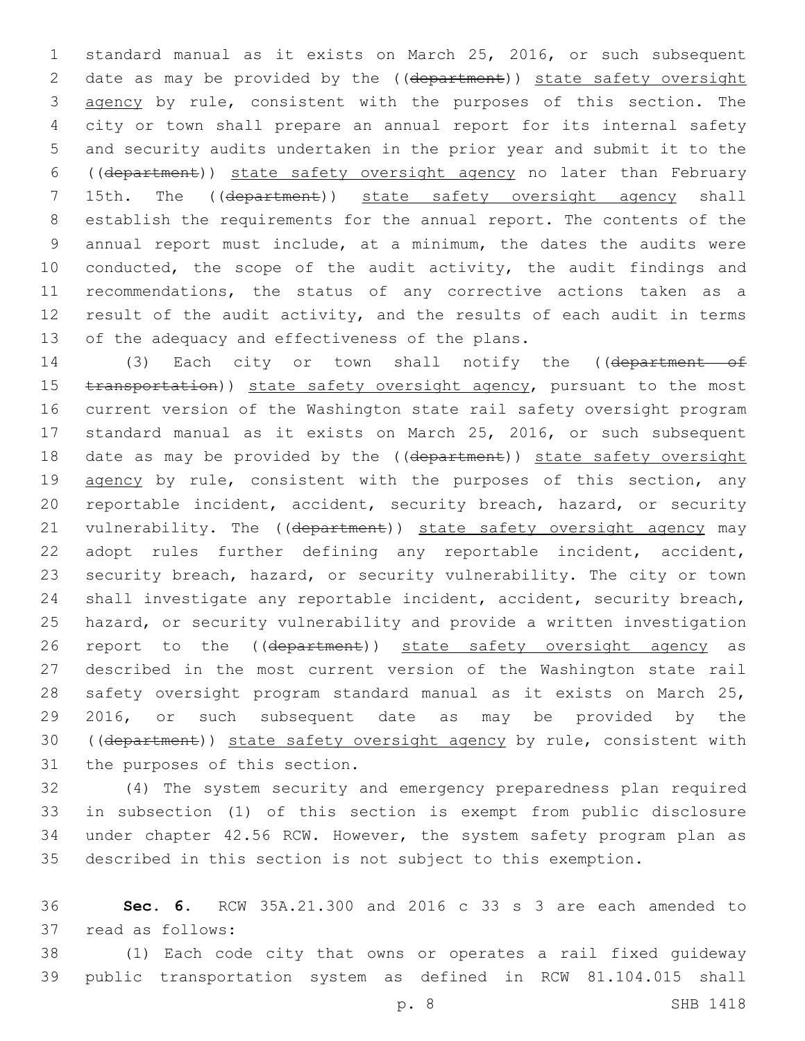standard manual as it exists on March 25, 2016, or such subsequent date as may be provided by the ((~~department~~)) <u>state safety oversight agency</u> by rule, consistent with the purposes of this section. The city or town shall prepare an annual report for its internal safety and security audits undertaken in the prior year and submit it to the ((~~department~~)) <u>state safety oversight agency</u> no later than February 15th. The ((~~department~~)) <u>state safety oversight agency</u> shall establish the requirements for the annual report. The contents of the annual report must include, at a minimum, the dates the audits were conducted, the scope of the audit activity, the audit findings and recommendations, the status of any corrective actions taken as a result of the audit activity, and the results of each audit in terms of the adequacy and effectiveness of the plans.

(3) Each city or town shall notify the ((~~department of transportation~~)) <u>state safety oversight agency</u>, pursuant to the most current version of the Washington state rail safety oversight program standard manual as it exists on March 25, 2016, or such subsequent date as may be provided by the ((~~department~~)) <u>state safety oversight agency</u> by rule, consistent with the purposes of this section, any reportable incident, accident, security breach, hazard, or security vulnerability. The ((~~department~~)) <u>state safety oversight agency</u> may adopt rules further defining any reportable incident, accident, security breach, hazard, or security vulnerability. The city or town shall investigate any reportable incident, accident, security breach, hazard, or security vulnerability and provide a written investigation report to the ((~~department~~)) <u>state safety oversight agency</u> as described in the most current version of the Washington state rail safety oversight program standard manual as it exists on March 25, 2016, or such subsequent date as may be provided by the ((~~department~~)) <u>state safety oversight agency</u> by rule, consistent with the purposes of this section.

(4) The system security and emergency preparedness plan required in subsection (1) of this section is exempt from public disclosure under chapter 42.56 RCW. However, the system safety program plan as described in this section is not subject to this exemption.

**Sec. 6.** RCW 35A.21.300 and 2016 c 33 s 3 are each amended to read as follows:

(1) Each code city that owns or operates a rail fixed guideway public transportation system as defined in RCW 81.104.015 shall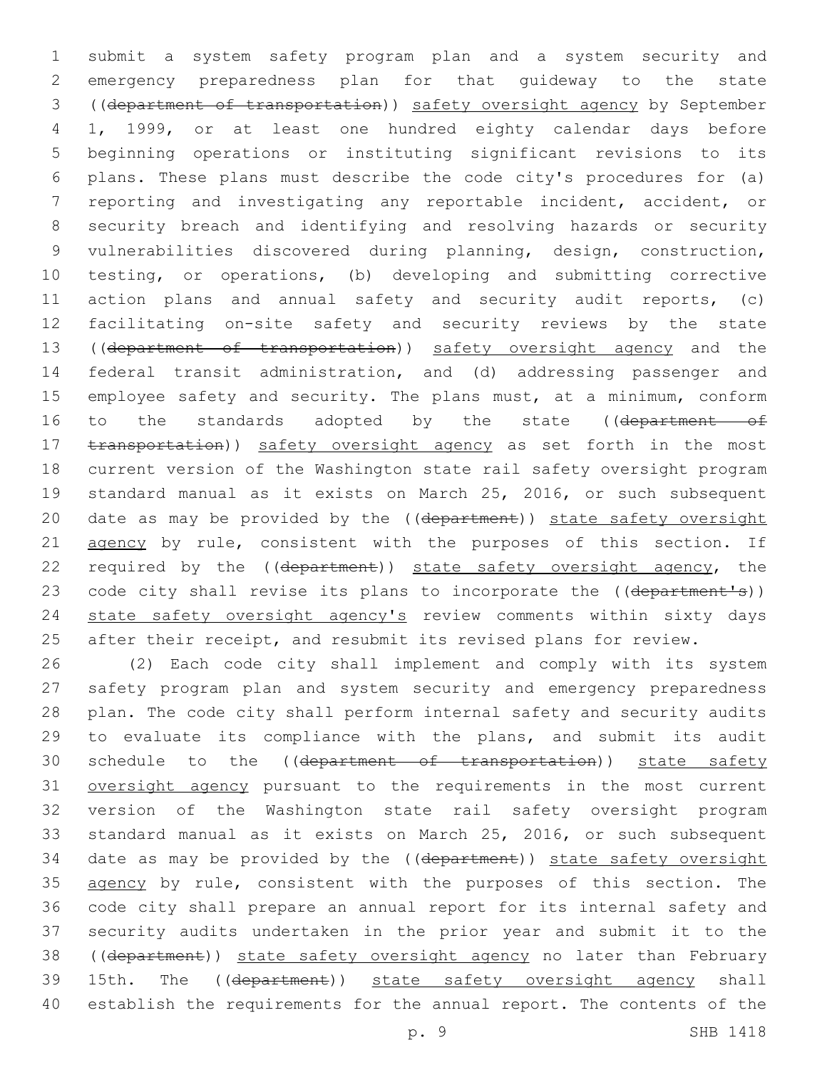submit a system safety program plan and a system security and emergency preparedness plan for that guideway to the state ((~~department of transportation~~)) <u>safety oversight agency</u> by September 1, 1999, or at least one hundred eighty calendar days before beginning operations or instituting significant revisions to its plans. These plans must describe the code city's procedures for (a) reporting and investigating any reportable incident, accident, or security breach and identifying and resolving hazards or security vulnerabilities discovered during planning, design, construction, testing, or operations, (b) developing and submitting corrective action plans and annual safety and security audit reports, (c) facilitating on-site safety and security reviews by the state ((~~department of transportation~~)) <u>safety oversight agency</u> and the federal transit administration, and (d) addressing passenger and employee safety and security. The plans must, at a minimum, conform to the standards adopted by the state ((~~department of transportation~~)) <u>safety oversight agency</u> as set forth in the most current version of the Washington state rail safety oversight program standard manual as it exists on March 25, 2016, or such subsequent date as may be provided by the ((~~department~~)) <u>state safety oversight agency</u> by rule, consistent with the purposes of this section. If required by the ((~~department~~)) <u>state safety oversight agency</u>, the code city shall revise its plans to incorporate the ((~~department's~~)) <u>state safety oversight agency's</u> review comments within sixty days after their receipt, and resubmit its revised plans for review.

(2) Each code city shall implement and comply with its system safety program plan and system security and emergency preparedness plan. The code city shall perform internal safety and security audits to evaluate its compliance with the plans, and submit its audit schedule to the ((~~department of transportation~~)) <u>state safety oversight agency</u> pursuant to the requirements in the most current version of the Washington state rail safety oversight program standard manual as it exists on March 25, 2016, or such subsequent date as may be provided by the ((~~department~~)) <u>state safety oversight agency</u> by rule, consistent with the purposes of this section. The code city shall prepare an annual report for its internal safety and security audits undertaken in the prior year and submit it to the ((~~department~~)) <u>state safety oversight agency</u> no later than February 15th. The ((~~department~~)) <u>state safety oversight agency</u> shall establish the requirements for the annual report. The contents of the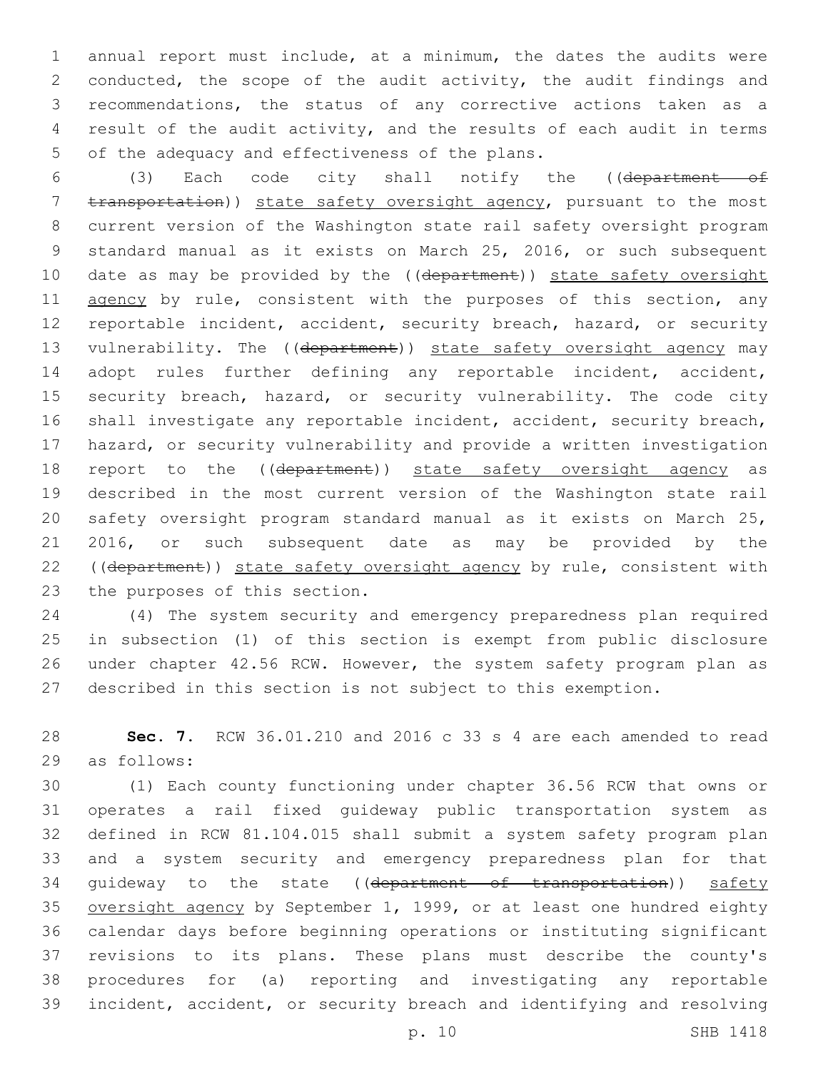annual report must include, at a minimum, the dates the audits were conducted, the scope of the audit activity, the audit findings and recommendations, the status of any corrective actions taken as a result of the audit activity, and the results of each audit in terms of the adequacy and effectiveness of the plans.

(3) Each code city shall notify the ((~~department of transportation~~)) state safety oversight agency, pursuant to the most current version of the Washington state rail safety oversight program standard manual as it exists on March 25, 2016, or such subsequent date as may be provided by the ((~~department~~)) state safety oversight agency by rule, consistent with the purposes of this section, any reportable incident, accident, security breach, hazard, or security vulnerability. The ((~~department~~)) state safety oversight agency may adopt rules further defining any reportable incident, accident, security breach, hazard, or security vulnerability. The code city shall investigate any reportable incident, accident, security breach, hazard, or security vulnerability and provide a written investigation report to the ((~~department~~)) state safety oversight agency as described in the most current version of the Washington state rail safety oversight program standard manual as it exists on March 25, 2016, or such subsequent date as may be provided by the ((~~department~~)) state safety oversight agency by rule, consistent with the purposes of this section.

(4) The system security and emergency preparedness plan required in subsection (1) of this section is exempt from public disclosure under chapter 42.56 RCW. However, the system safety program plan as described in this section is not subject to this exemption.

**Sec. 7.** RCW 36.01.210 and 2016 c 33 s 4 are each amended to read as follows:

(1) Each county functioning under chapter 36.56 RCW that owns or operates a rail fixed guideway public transportation system as defined in RCW 81.104.015 shall submit a system safety program plan and a system security and emergency preparedness plan for that guideway to the state ((~~department of transportation~~)) safety oversight agency by September 1, 1999, or at least one hundred eighty calendar days before beginning operations or instituting significant revisions to its plans. These plans must describe the county's procedures for (a) reporting and investigating any reportable incident, accident, or security breach and identifying and resolving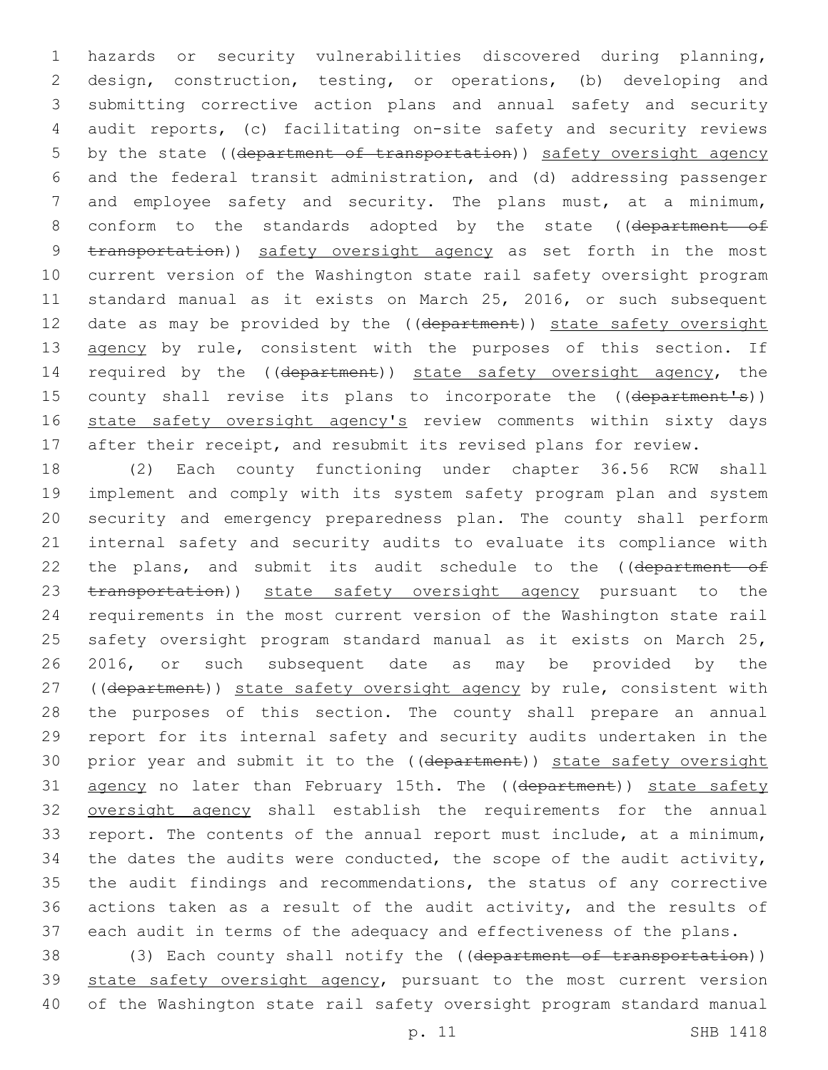hazards or security vulnerabilities discovered during planning, design, construction, testing, or operations, (b) developing and submitting corrective action plans and annual safety and security audit reports, (c) facilitating on-site safety and security reviews by the state ((~~department of transportation~~)) safety oversight agency and the federal transit administration, and (d) addressing passenger and employee safety and security. The plans must, at a minimum, conform to the standards adopted by the state ((~~department of transportation~~)) safety oversight agency as set forth in the most current version of the Washington state rail safety oversight program standard manual as it exists on March 25, 2016, or such subsequent date as may be provided by the ((~~department~~)) state safety oversight agency by rule, consistent with the purposes of this section. If required by the ((~~department~~)) state safety oversight agency, the county shall revise its plans to incorporate the ((~~department's~~)) state safety oversight agency's review comments within sixty days after their receipt, and resubmit its revised plans for review.

(2) Each county functioning under chapter 36.56 RCW shall implement and comply with its system safety program plan and system security and emergency preparedness plan. The county shall perform internal safety and security audits to evaluate its compliance with the plans, and submit its audit schedule to the ((~~department of transportation~~)) state safety oversight agency pursuant to the requirements in the most current version of the Washington state rail safety oversight program standard manual as it exists on March 25, 2016, or such subsequent date as may be provided by the ((~~department~~)) state safety oversight agency by rule, consistent with the purposes of this section. The county shall prepare an annual report for its internal safety and security audits undertaken in the prior year and submit it to the ((~~department~~)) state safety oversight agency no later than February 15th. The ((~~department~~)) state safety oversight agency shall establish the requirements for the annual report. The contents of the annual report must include, at a minimum, the dates the audits were conducted, the scope of the audit activity, the audit findings and recommendations, the status of any corrective actions taken as a result of the audit activity, and the results of each audit in terms of the adequacy and effectiveness of the plans.

(3) Each county shall notify the ((~~department of transportation~~)) state safety oversight agency, pursuant to the most current version of the Washington state rail safety oversight program standard manual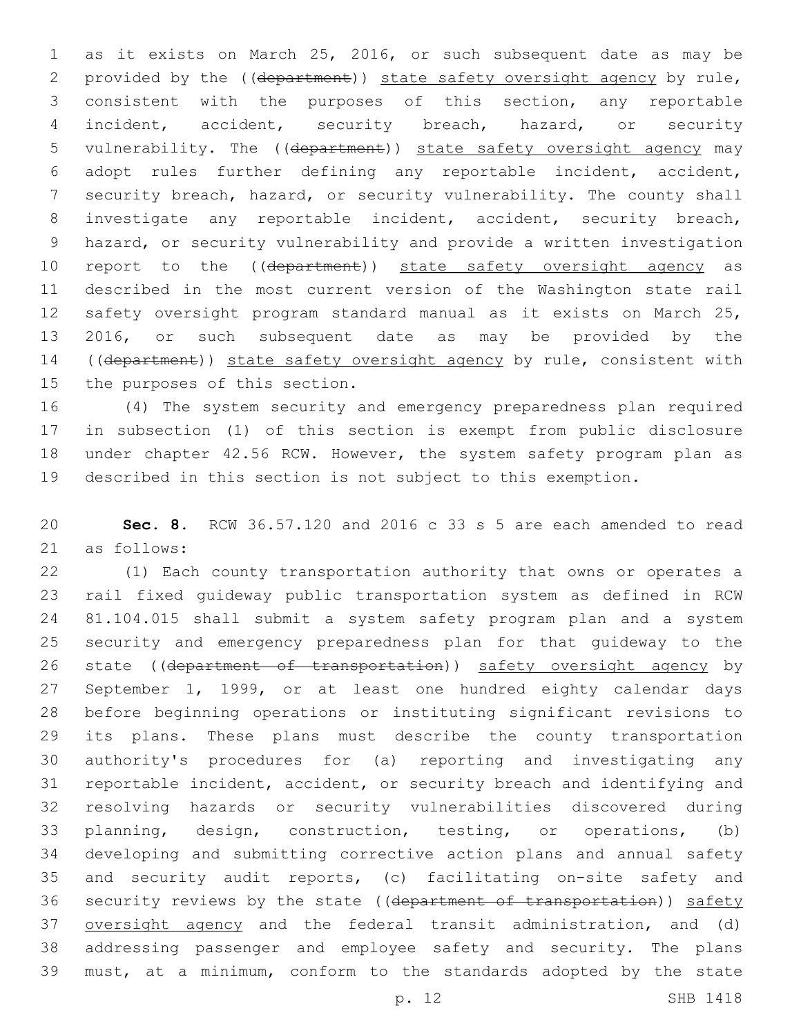as it exists on March 25, 2016, or such subsequent date as may be provided by the ((~~department~~)) state safety oversight agency by rule, consistent with the purposes of this section, any reportable incident, accident, security breach, hazard, or security vulnerability. The ((~~department~~)) state safety oversight agency may adopt rules further defining any reportable incident, accident, security breach, hazard, or security vulnerability. The county shall investigate any reportable incident, accident, security breach, hazard, or security vulnerability and provide a written investigation report to the ((~~department~~)) state safety oversight agency as described in the most current version of the Washington state rail safety oversight program standard manual as it exists on March 25, 2016, or such subsequent date as may be provided by the ((~~department~~)) state safety oversight agency by rule, consistent with the purposes of this section.

(4) The system security and emergency preparedness plan required in subsection (1) of this section is exempt from public disclosure under chapter 42.56 RCW. However, the system safety program plan as described in this section is not subject to this exemption.

**Sec. 8.** RCW 36.57.120 and 2016 c 33 s 5 are each amended to read as follows:

(1) Each county transportation authority that owns or operates a rail fixed guideway public transportation system as defined in RCW 81.104.015 shall submit a system safety program plan and a system security and emergency preparedness plan for that guideway to the state ((~~department of transportation~~)) safety oversight agency by September 1, 1999, or at least one hundred eighty calendar days before beginning operations or instituting significant revisions to its plans. These plans must describe the county transportation authority's procedures for (a) reporting and investigating any reportable incident, accident, or security breach and identifying and resolving hazards or security vulnerabilities discovered during planning, design, construction, testing, or operations, (b) developing and submitting corrective action plans and annual safety and security audit reports, (c) facilitating on-site safety and security reviews by the state ((~~department of transportation~~)) safety oversight agency and the federal transit administration, and (d) addressing passenger and employee safety and security. The plans must, at a minimum, conform to the standards adopted by the state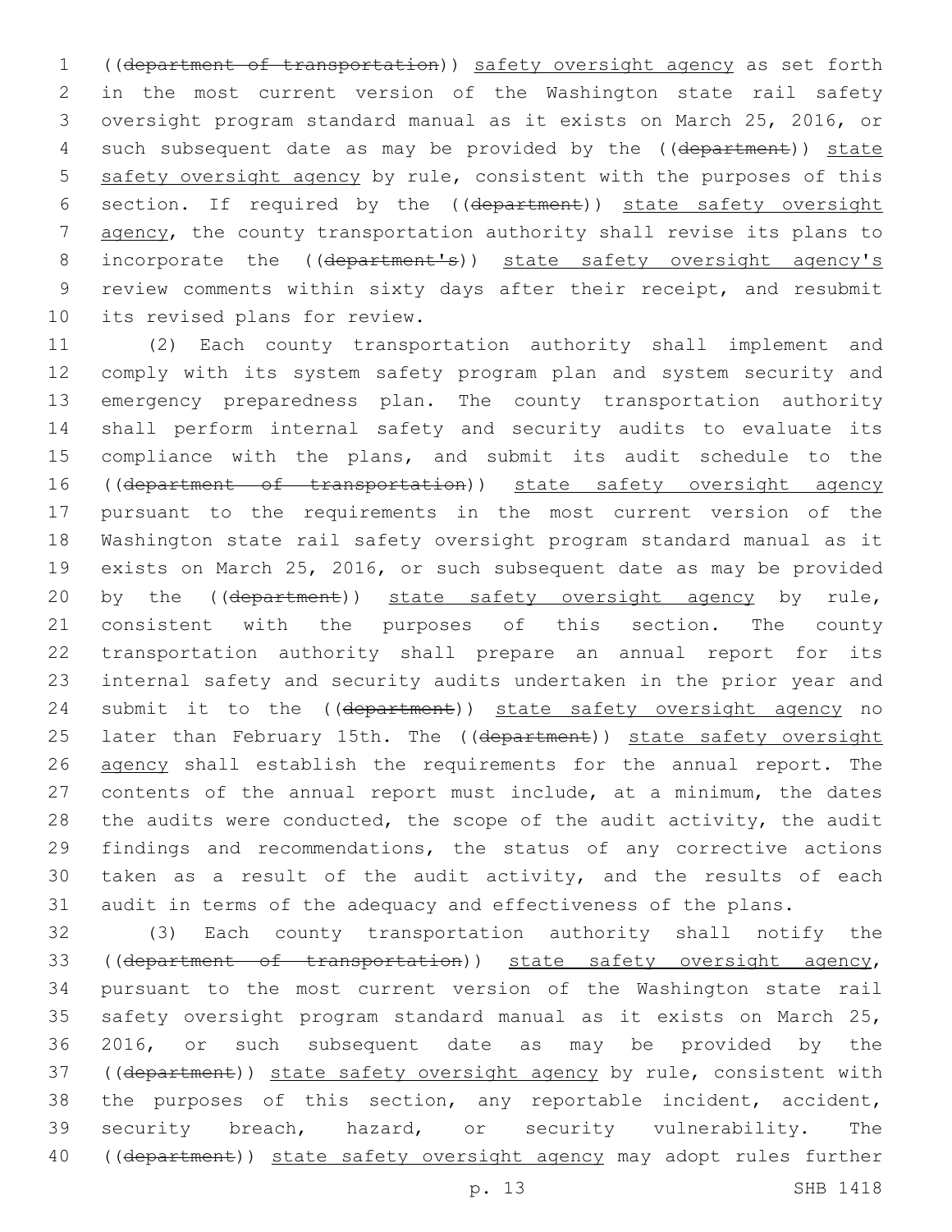((~~department of transportation~~)) <u>safety oversight agency</u> as set forth in the most current version of the Washington state rail safety oversight program standard manual as it exists on March 25, 2016, or such subsequent date as may be provided by the ((~~department~~)) <u>state safety oversight agency</u> by rule, consistent with the purposes of this section. If required by the ((~~department~~)) <u>state safety oversight agency</u>, the county transportation authority shall revise its plans to incorporate the ((~~department's~~)) <u>state safety oversight agency's</u> review comments within sixty days after their receipt, and resubmit its revised plans for review.

(2) Each county transportation authority shall implement and comply with its system safety program plan and system security and emergency preparedness plan. The county transportation authority shall perform internal safety and security audits to evaluate its compliance with the plans, and submit its audit schedule to the ((~~department of transportation~~)) <u>state safety oversight agency</u> pursuant to the requirements in the most current version of the Washington state rail safety oversight program standard manual as it exists on March 25, 2016, or such subsequent date as may be provided by the ((~~department~~)) <u>state safety oversight agency</u> by rule, consistent with the purposes of this section. The county transportation authority shall prepare an annual report for its internal safety and security audits undertaken in the prior year and submit it to the ((~~department~~)) <u>state safety oversight agency</u> no later than February 15th. The ((~~department~~)) <u>state safety oversight agency</u> shall establish the requirements for the annual report. The contents of the annual report must include, at a minimum, the dates the audits were conducted, the scope of the audit activity, the audit findings and recommendations, the status of any corrective actions taken as a result of the audit activity, and the results of each audit in terms of the adequacy and effectiveness of the plans.

(3) Each county transportation authority shall notify the ((~~department of transportation~~)) <u>state safety oversight agency</u>, pursuant to the most current version of the Washington state rail safety oversight program standard manual as it exists on March 25, 2016, or such subsequent date as may be provided by the ((~~department~~)) <u>state safety oversight agency</u> by rule, consistent with the purposes of this section, any reportable incident, accident, security breach, hazard, or security vulnerability. The ((~~department~~)) <u>state safety oversight agency</u> may adopt rules further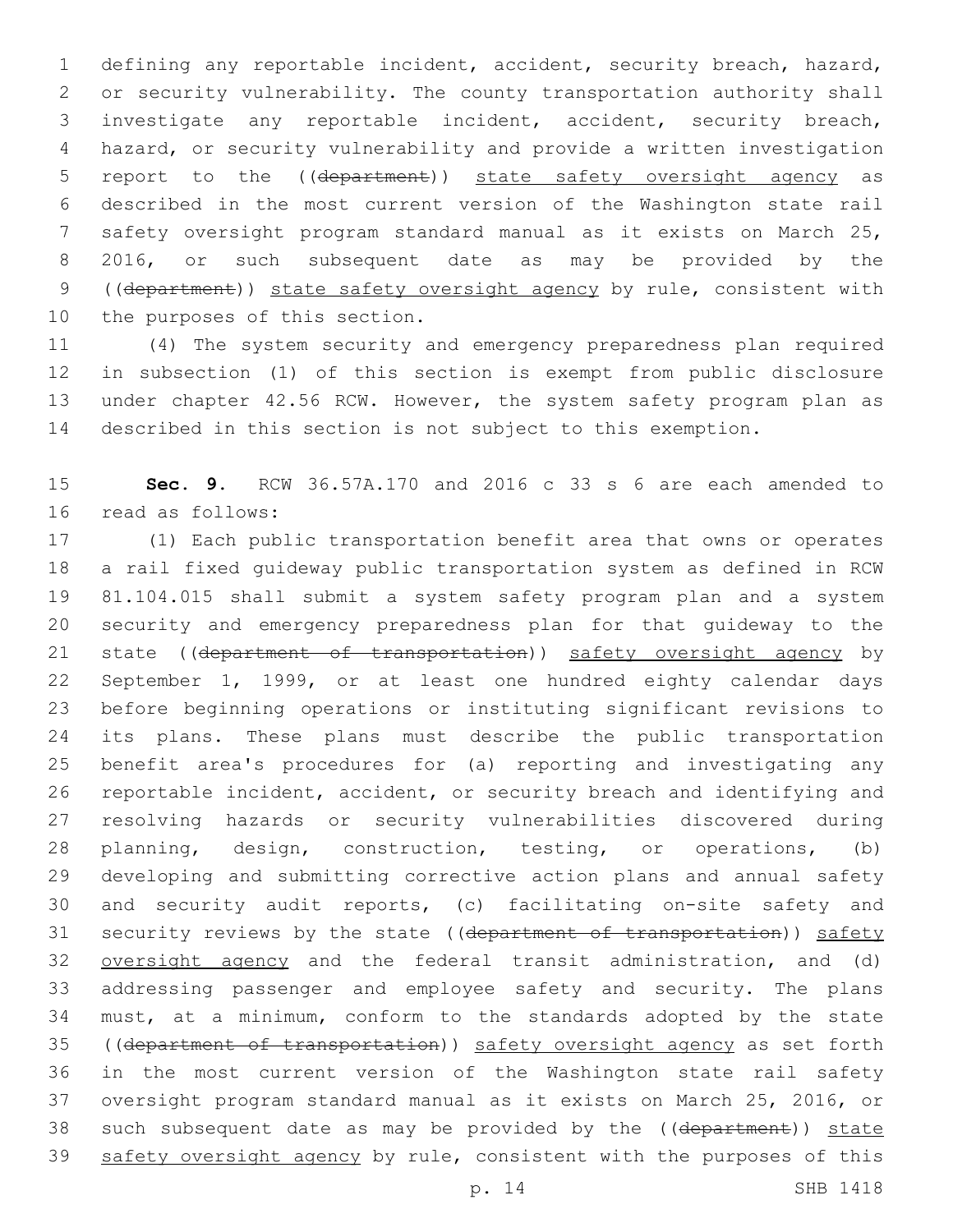defining any reportable incident, accident, security breach, hazard, or security vulnerability. The county transportation authority shall investigate any reportable incident, accident, security breach, hazard, or security vulnerability and provide a written investigation report to the ((~~department~~)) <u>state safety oversight agency</u> as described in the most current version of the Washington state rail safety oversight program standard manual as it exists on March 25, 2016, or such subsequent date as may be provided by the ((~~department~~)) <u>state safety oversight agency</u> by rule, consistent with the purposes of this section.

(4) The system security and emergency preparedness plan required in subsection (1) of this section is exempt from public disclosure under chapter 42.56 RCW. However, the system safety program plan as described in this section is not subject to this exemption.

**Sec. 9.** RCW 36.57A.170 and 2016 c 33 s 6 are each amended to read as follows:

(1) Each public transportation benefit area that owns or operates a rail fixed guideway public transportation system as defined in RCW 81.104.015 shall submit a system safety program plan and a system security and emergency preparedness plan for that guideway to the state ((~~department of transportation~~)) <u>safety oversight agency</u> by September 1, 1999, or at least one hundred eighty calendar days before beginning operations or instituting significant revisions to its plans. These plans must describe the public transportation benefit area's procedures for (a) reporting and investigating any reportable incident, accident, or security breach and identifying and resolving hazards or security vulnerabilities discovered during planning, design, construction, testing, or operations, (b) developing and submitting corrective action plans and annual safety and security audit reports, (c) facilitating on-site safety and security reviews by the state ((~~department of transportation~~)) <u>safety oversight agency</u> and the federal transit administration, and (d) addressing passenger and employee safety and security. The plans must, at a minimum, conform to the standards adopted by the state ((~~department of transportation~~)) <u>safety oversight agency</u> as set forth in the most current version of the Washington state rail safety oversight program standard manual as it exists on March 25, 2016, or such subsequent date as may be provided by the ((~~department~~)) <u>state safety oversight agency</u> by rule, consistent with the purposes of this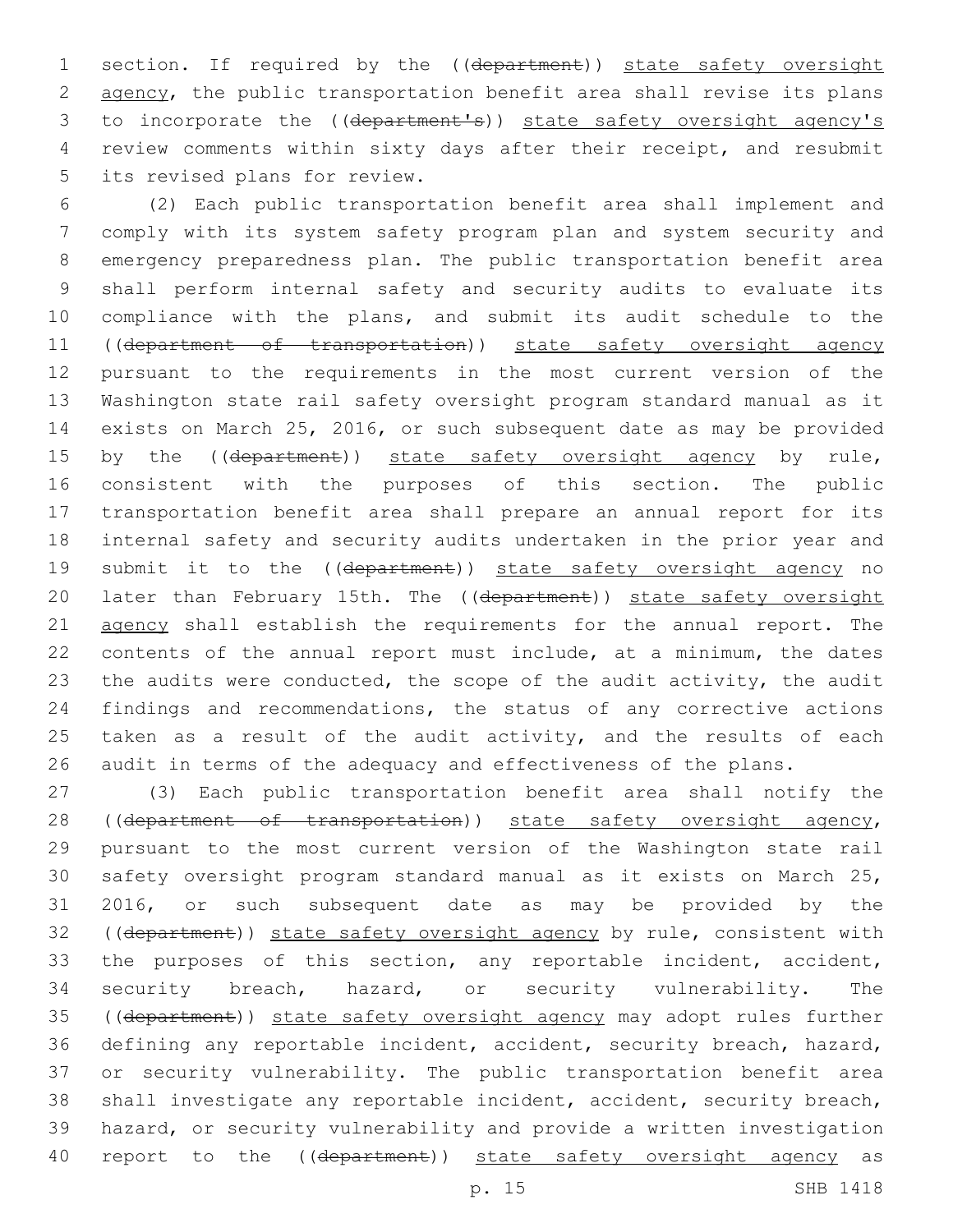section. If required by the ((~~department~~)) <u>state safety oversight agency</u>, the public transportation benefit area shall revise its plans to incorporate the ((~~department's~~)) <u>state safety oversight agency's</u> review comments within sixty days after their receipt, and resubmit its revised plans for review.

(2) Each public transportation benefit area shall implement and comply with its system safety program plan and system security and emergency preparedness plan. The public transportation benefit area shall perform internal safety and security audits to evaluate its compliance with the plans, and submit its audit schedule to the ((~~department of transportation~~)) <u>state safety oversight agency</u> pursuant to the requirements in the most current version of the Washington state rail safety oversight program standard manual as it exists on March 25, 2016, or such subsequent date as may be provided by the ((~~department~~)) <u>state safety oversight agency</u> by rule, consistent with the purposes of this section. The public transportation benefit area shall prepare an annual report for its internal safety and security audits undertaken in the prior year and submit it to the ((~~department~~)) <u>state safety oversight agency</u> no later than February 15th. The ((~~department~~)) <u>state safety oversight agency</u> shall establish the requirements for the annual report. The contents of the annual report must include, at a minimum, the dates the audits were conducted, the scope of the audit activity, the audit findings and recommendations, the status of any corrective actions taken as a result of the audit activity, and the results of each audit in terms of the adequacy and effectiveness of the plans.

(3) Each public transportation benefit area shall notify the ((~~department of transportation~~)) <u>state safety oversight agency</u>, pursuant to the most current version of the Washington state rail safety oversight program standard manual as it exists on March 25, 2016, or such subsequent date as may be provided by the ((~~department~~)) <u>state safety oversight agency</u> by rule, consistent with the purposes of this section, any reportable incident, accident, security breach, hazard, or security vulnerability. The ((~~department~~)) <u>state safety oversight agency</u> may adopt rules further defining any reportable incident, accident, security breach, hazard, or security vulnerability. The public transportation benefit area shall investigate any reportable incident, accident, security breach, hazard, or security vulnerability and provide a written investigation report to the ((~~department~~)) <u>state safety oversight agency</u> as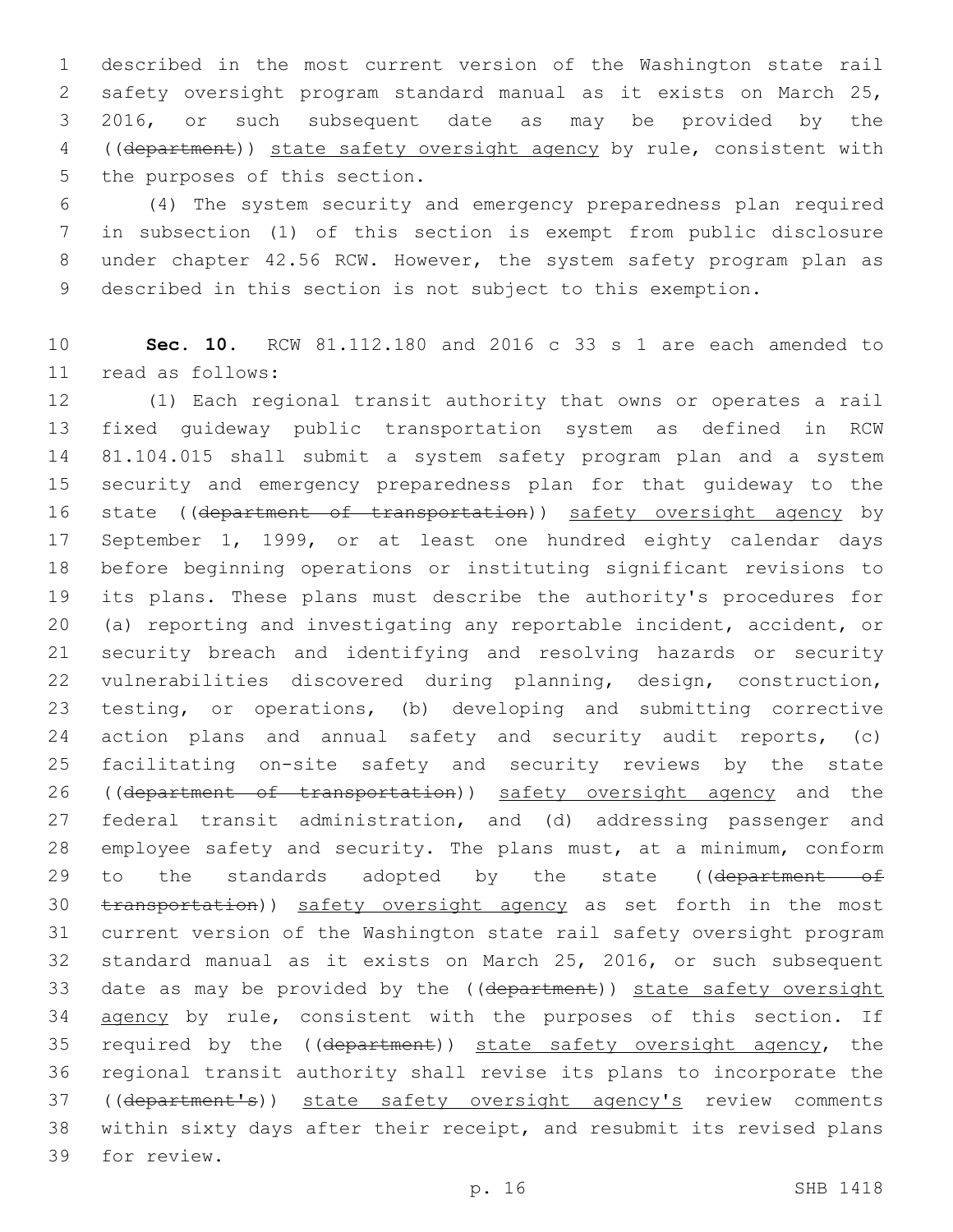described in the most current version of the Washington state rail safety oversight program standard manual as it exists on March 25, 2016, or such subsequent date as may be provided by the ((~~department~~)) <u>state safety oversight agency</u> by rule, consistent with the purposes of this section.

(4) The system security and emergency preparedness plan required in subsection (1) of this section is exempt from public disclosure under chapter 42.56 RCW. However, the system safety program plan as described in this section is not subject to this exemption.

**Sec. 10.** RCW 81.112.180 and 2016 c 33 s 1 are each amended to read as follows:

(1) Each regional transit authority that owns or operates a rail fixed guideway public transportation system as defined in RCW 81.104.015 shall submit a system safety program plan and a system security and emergency preparedness plan for that guideway to the state ((~~department of transportation~~)) <u>safety oversight agency</u> by September 1, 1999, or at least one hundred eighty calendar days before beginning operations or instituting significant revisions to its plans. These plans must describe the authority's procedures for (a) reporting and investigating any reportable incident, accident, or security breach and identifying and resolving hazards or security vulnerabilities discovered during planning, design, construction, testing, or operations, (b) developing and submitting corrective action plans and annual safety and security audit reports, (c) facilitating on-site safety and security reviews by the state ((~~department of transportation~~)) <u>safety oversight agency</u> and the federal transit administration, and (d) addressing passenger and employee safety and security. The plans must, at a minimum, conform to the standards adopted by the state ((~~department of transportation~~)) <u>safety oversight agency</u> as set forth in the most current version of the Washington state rail safety oversight program standard manual as it exists on March 25, 2016, or such subsequent date as may be provided by the ((~~department~~)) <u>state safety oversight agency</u> by rule, consistent with the purposes of this section. If required by the ((~~department~~)) <u>state safety oversight agency</u>, the regional transit authority shall revise its plans to incorporate the ((~~department's~~)) <u>state safety oversight agency's</u> review comments within sixty days after their receipt, and resubmit its revised plans for review.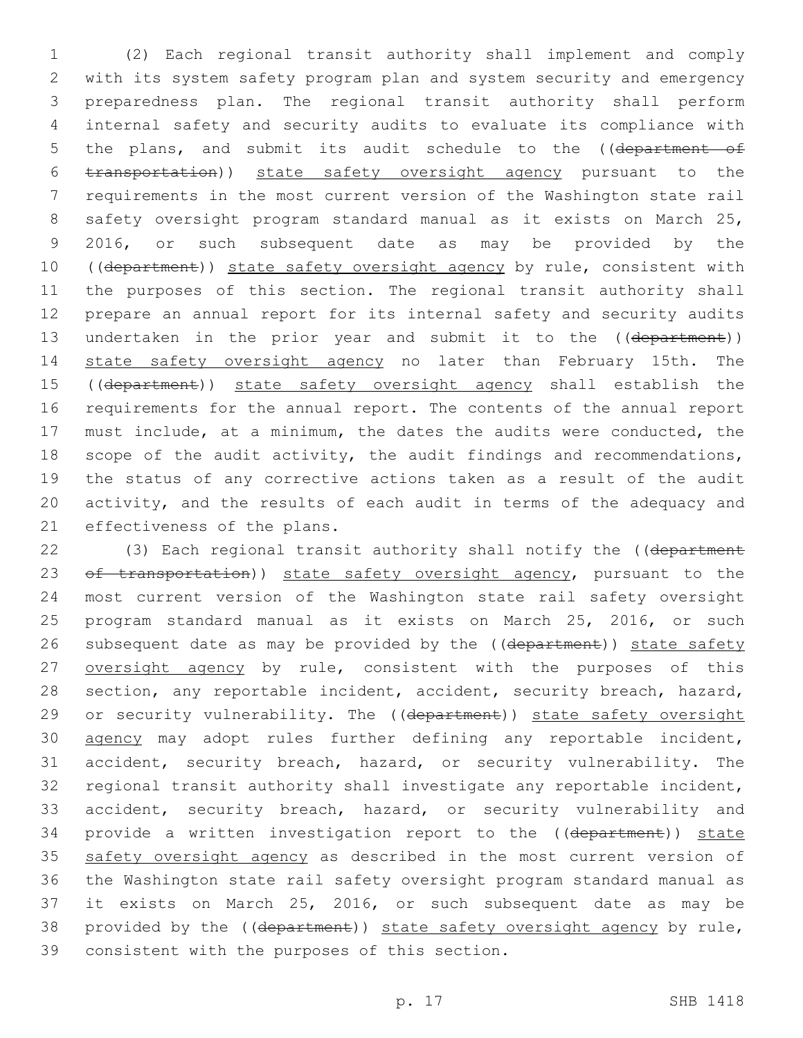(2) Each regional transit authority shall implement and comply with its system safety program plan and system security and emergency preparedness plan. The regional transit authority shall perform internal safety and security audits to evaluate its compliance with the plans, and submit its audit schedule to the ((~~department of transportation~~)) <u>state safety oversight agency</u> pursuant to the requirements in the most current version of the Washington state rail safety oversight program standard manual as it exists on March 25, 2016, or such subsequent date as may be provided by the ((~~department~~)) <u>state safety oversight agency</u> by rule, consistent with the purposes of this section. The regional transit authority shall prepare an annual report for its internal safety and security audits undertaken in the prior year and submit it to the ((~~department~~)) <u>state safety oversight agency</u> no later than February 15th. The ((~~department~~)) <u>state safety oversight agency</u> shall establish the requirements for the annual report. The contents of the annual report must include, at a minimum, the dates the audits were conducted, the scope of the audit activity, the audit findings and recommendations, the status of any corrective actions taken as a result of the audit activity, and the results of each audit in terms of the adequacy and effectiveness of the plans.

(3) Each regional transit authority shall notify the ((~~department of transportation~~)) <u>state safety oversight agency</u>, pursuant to the most current version of the Washington state rail safety oversight program standard manual as it exists on March 25, 2016, or such subsequent date as may be provided by the ((~~department~~)) <u>state safety oversight agency</u> by rule, consistent with the purposes of this section, any reportable incident, accident, security breach, hazard, or security vulnerability. The ((~~department~~)) <u>state safety oversight agency</u> may adopt rules further defining any reportable incident, accident, security breach, hazard, or security vulnerability. The regional transit authority shall investigate any reportable incident, accident, security breach, hazard, or security vulnerability and provide a written investigation report to the ((~~department~~)) <u>state safety oversight agency</u> as described in the most current version of the Washington state rail safety oversight program standard manual as it exists on March 25, 2016, or such subsequent date as may be provided by the ((~~department~~)) <u>state safety oversight agency</u> by rule, consistent with the purposes of this section.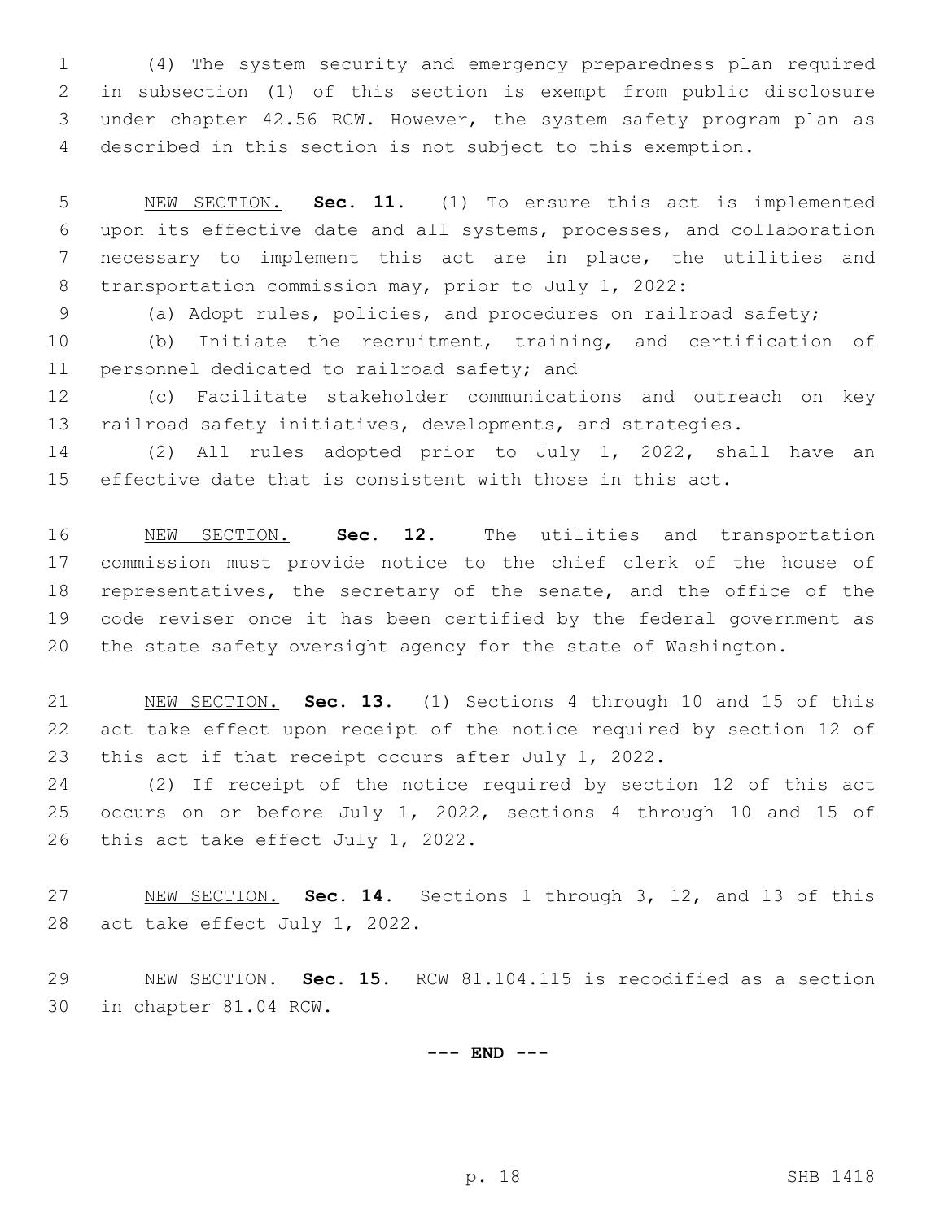(4) The system security and emergency preparedness plan required in subsection (1) of this section is exempt from public disclosure under chapter 42.56 RCW. However, the system safety program plan as described in this section is not subject to this exemption.

NEW SECTION. **Sec. 11.** (1) To ensure this act is implemented upon its effective date and all systems, processes, and collaboration necessary to implement this act are in place, the utilities and transportation commission may, prior to July 1, 2022:

(a) Adopt rules, policies, and procedures on railroad safety;

(b) Initiate the recruitment, training, and certification of personnel dedicated to railroad safety; and

(c) Facilitate stakeholder communications and outreach on key railroad safety initiatives, developments, and strategies.

(2) All rules adopted prior to July 1, 2022, shall have an effective date that is consistent with those in this act.

NEW SECTION. **Sec. 12.** The utilities and transportation commission must provide notice to the chief clerk of the house of representatives, the secretary of the senate, and the office of the code reviser once it has been certified by the federal government as the state safety oversight agency for the state of Washington.

NEW SECTION. **Sec. 13.** (1) Sections 4 through 10 and 15 of this act take effect upon receipt of the notice required by section 12 of this act if that receipt occurs after July 1, 2022.

(2) If receipt of the notice required by section 12 of this act occurs on or before July 1, 2022, sections 4 through 10 and 15 of this act take effect July 1, 2022.

NEW SECTION. **Sec. 14.** Sections 1 through 3, 12, and 13 of this act take effect July 1, 2022.

NEW SECTION. **Sec. 15.** RCW 81.104.115 is recodified as a section in chapter 81.04 RCW.

**--- END ---**